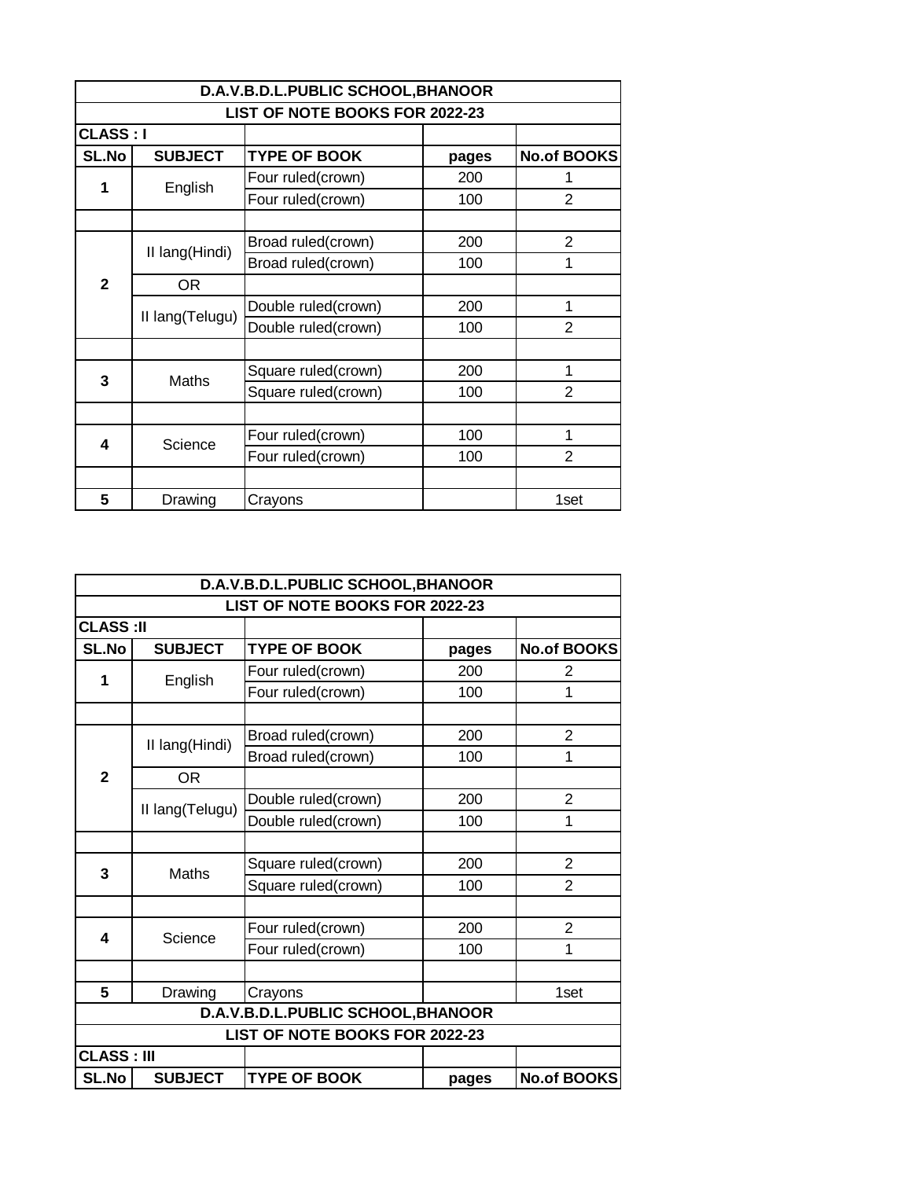| D.A.V.B.D.L.PUBLIC SCHOOL,BHANOOR | | | | |
|---|---|---|---|---|
| LIST OF NOTE BOOKS FOR 2022-23 | | | | |
| CLASS : I | | | | |
| SL.No | SUBJECT | TYPE OF BOOK | pages | No.of BOOKS |
| 1 | English | Four ruled(crown) | 200 | 1 |
| | | Four ruled(crown) | 100 | 2 |
| | | | | |
| 2 | II lang(Hindi) | Broad ruled(crown) | 200 | 2 |
| | | Broad ruled(crown) | 100 | 1 |
| | OR | | | |
| | II lang(Telugu) | Double ruled(crown) | 200 | 1 |
| | | Double ruled(crown) | 100 | 2 |
| | | | | |
| 3 | Maths | Square ruled(crown) | 200 | 1 |
| | | Square ruled(crown) | 100 | 2 |
| | | | | |
| 4 | Science | Four ruled(crown) | 100 | 1 |
| | | Four ruled(crown) | 100 | 2 |
| | | | | |
| 5 | Drawing | Crayons | | 1set |

| D.A.V.B.D.L.PUBLIC SCHOOL,BHANOOR | | | | |
|---|---|---|---|---|
| LIST OF NOTE BOOKS FOR 2022-23 | | | | |
| CLASS :II | | | | |
| SL.No | SUBJECT | TYPE OF BOOK | pages | No.of BOOKS |
| 1 | English | Four ruled(crown) | 200 | 2 |
| | | Four ruled(crown) | 100 | 1 |
| | | | | |
| 2 | II lang(Hindi) | Broad ruled(crown) | 200 | 2 |
| | | Broad ruled(crown) | 100 | 1 |
| | OR | | | |
| | II lang(Telugu) | Double ruled(crown) | 200 | 2 |
| | | Double ruled(crown) | 100 | 1 |
| | | | | |
| 3 | Maths | Square ruled(crown) | 200 | 2 |
| | | Square ruled(crown) | 100 | 2 |
| | | | | |
| 4 | Science | Four ruled(crown) | 200 | 2 |
| | | Four ruled(crown) | 100 | 1 |
| | | | | |
| 5 | Drawing | Crayons | | 1set |

| D.A.V.B.D.L.PUBLIC SCHOOL,BHANOOR | | | | |
|---|---|---|---|---|
| LIST OF NOTE BOOKS FOR 2022-23 | | | | |
| CLASS : III | | | | |
| SL.No | SUBJECT | TYPE OF BOOK | pages | No.of BOOKS |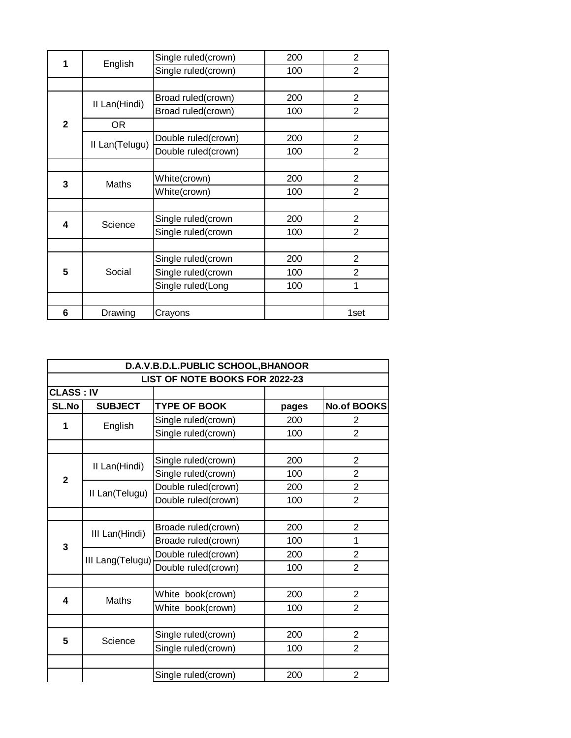| | | | | |
|---|---|---|---|---|
| **1** | English | Single ruled(crown) | 200 | 2 |
| | | Single ruled(crown) | 100 | 2 |
| | | | | |
| **2** | II Lan(Hindi) | Broad ruled(crown) | 200 | 2 |
| | | Broad ruled(crown) | 100 | 2 |
| | OR | | | |
| | II Lan(Telugu) | Double ruled(crown) | 200 | 2 |
| | | Double ruled(crown) | 100 | 2 |
| | | | | |
| **3** | Maths | White(crown) | 200 | 2 |
| | | White(crown) | 100 | 2 |
| | | | | |
| **4** | Science | Single ruled(crown | 200 | 2 |
| | | Single ruled(crown | 100 | 2 |
| | | | | |
| **5** | Social | Single ruled(crown | 200 | 2 |
| | | Single ruled(crown | 100 | 2 |
| | | Single ruled(Long | 100 | 1 |
| | | | | |
| **6** | Drawing | Crayons | | 1set |

**D.A.V.B.D.L.PUBLIC SCHOOL,BHANOOR**

**LIST OF NOTE BOOKS FOR 2022-23**

**CLASS : IV**

| SL.No | SUBJECT | TYPE OF BOOK | pages | No.of BOOKS |
|---|---|---|---|---|
| **1** | English | Single ruled(crown) | 200 | 2 |
| | | Single ruled(crown) | 100 | 2 |
| | | | | |
| **2** | II Lan(Hindi) | Single ruled(crown) | 200 | 2 |
| | | Single ruled(crown) | 100 | 2 |
| | II Lan(Telugu) | Double ruled(crown) | 200 | 2 |
| | | Double ruled(crown) | 100 | 2 |
| | | | | |
| **3** | III Lan(Hindi) | Broade ruled(crown) | 200 | 2 |
| | | Broade ruled(crown) | 100 | 1 |
| | III Lang(Telugu) | Double ruled(crown) | 200 | 2 |
| | | Double ruled(crown) | 100 | 2 |
| | | | | |
| **4** | Maths | White book(crown) | 200 | 2 |
| | | White book(crown) | 100 | 2 |
| | | | | |
| **5** | Science | Single ruled(crown) | 200 | 2 |
| | | Single ruled(crown) | 100 | 2 |
| | | | | |
| | | Single ruled(crown) | 200 | 2 |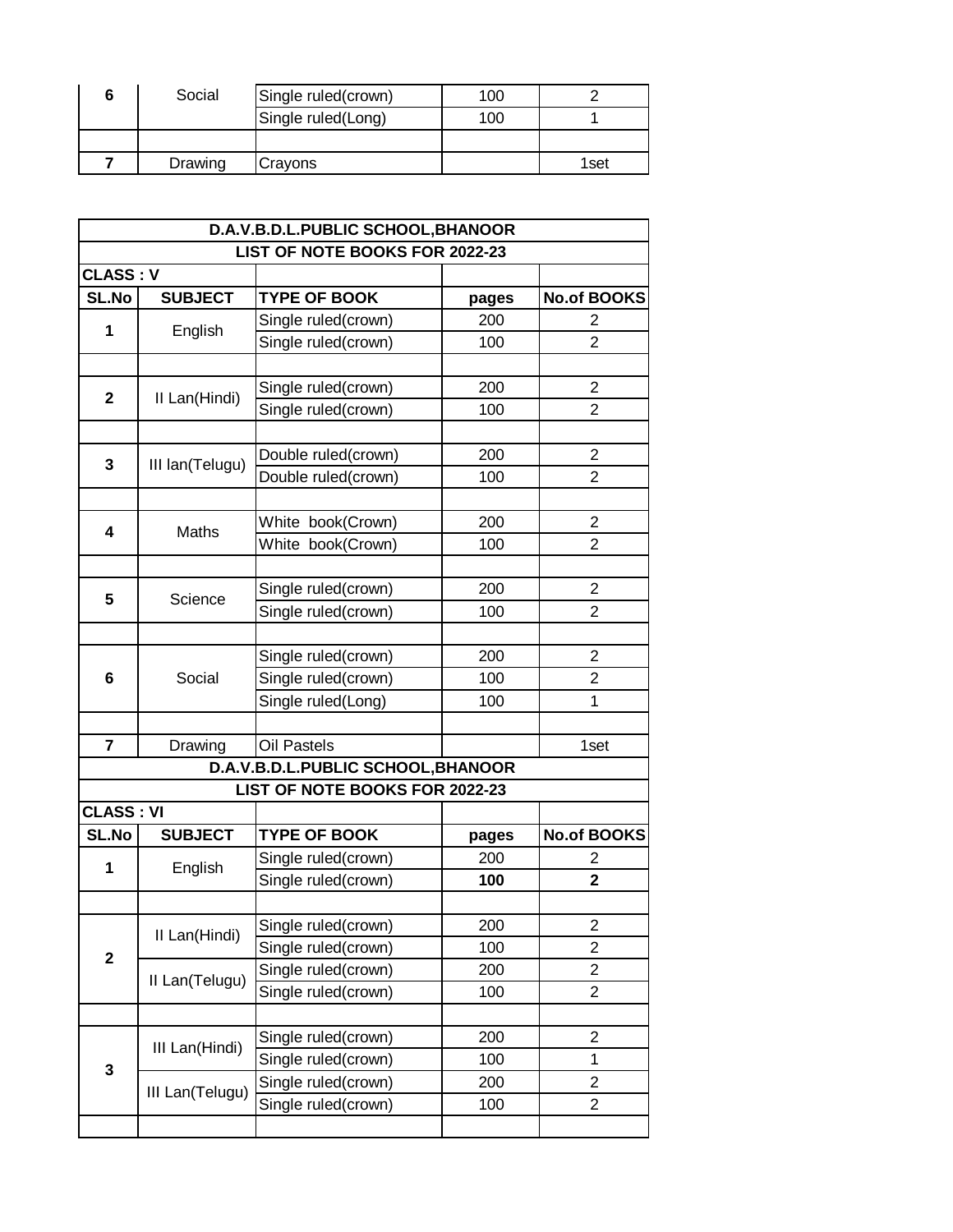| | | | | |
|---|---|---|---|---|
| 6 | Social | Single ruled(crown) | 100 | 2 |
| | | Single ruled(Long) | 100 | 1 |
| | | | | |
| 7 | Drawing | Crayons | | 1set |

**D.A.V.B.D.L.PUBLIC SCHOOL,BHANOOR**

**LIST OF NOTE BOOKS FOR 2022-23**

**CLASS : V**

| SL.No | SUBJECT | TYPE OF BOOK | pages | No.of BOOKS |
|---|---|---|---|---|
| 1 | English | Single ruled(crown) | 200 | 2 |
| | | Single ruled(crown) | 100 | 2 |
| | | | | |
| 2 | II Lan(Hindi) | Single ruled(crown) | 200 | 2 |
| | | Single ruled(crown) | 100 | 2 |
| | | | | |
| 3 | III lan(Telugu) | Double ruled(crown) | 200 | 2 |
| | | Double ruled(crown) | 100 | 2 |
| | | | | |
| 4 | Maths | White book(Crown) | 200 | 2 |
| | | White book(Crown) | 100 | 2 |
| | | | | |
| 5 | Science | Single ruled(crown) | 200 | 2 |
| | | Single ruled(crown) | 100 | 2 |
| | | | | |
| 6 | Social | Single ruled(crown) | 200 | 2 |
| | | Single ruled(crown) | 100 | 2 |
| | | Single ruled(Long) | 100 | 1 |
| | | | | |
| 7 | Drawing | Oil Pastels | | 1set |

**D.A.V.B.D.L.PUBLIC SCHOOL,BHANOOR**

**LIST OF NOTE BOOKS FOR 2022-23**

**CLASS : VI**

| SL.No | SUBJECT | TYPE OF BOOK | pages | No.of BOOKS |
|---|---|---|---|---|
| 1 | English | Single ruled(crown) | 200 | 2 |
| | | Single ruled(crown) | **100** | **2** |
| | | | | |
| 2 | II Lan(Hindi) | Single ruled(crown) | 200 | 2 |
| | | Single ruled(crown) | 100 | 2 |
| | II Lan(Telugu) | Single ruled(crown) | 200 | 2 |
| | | Single ruled(crown) | 100 | 2 |
| | | | | |
| 3 | III Lan(Hindi) | Single ruled(crown) | 200 | 2 |
| | | Single ruled(crown) | 100 | 1 |
| | III Lan(Telugu) | Single ruled(crown) | 200 | 2 |
| | | Single ruled(crown) | 100 | 2 |
| | | | | |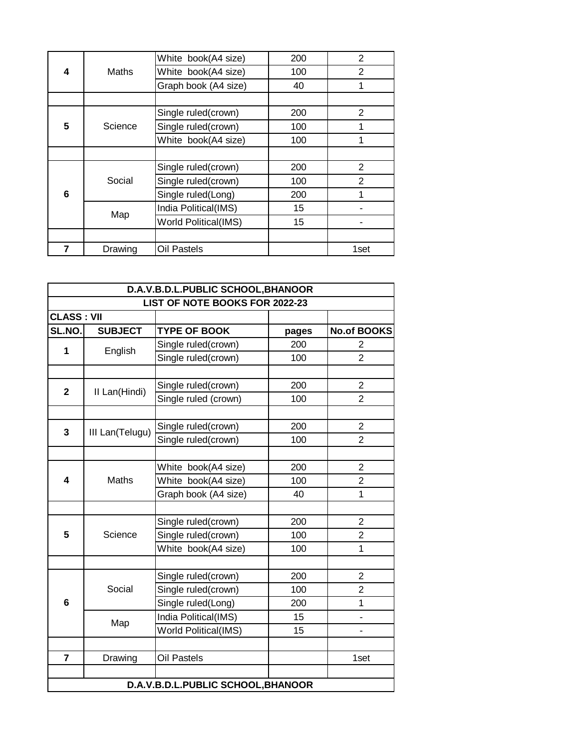| | | | | |
|---|---|---|---|---|
| 4 | Maths | White book(A4 size) | 200 | 2 |
| | | White book(A4 size) | 100 | 2 |
| | | Graph book (A4 size) | 40 | 1 |
| | | | | |
| 5 | Science | Single ruled(crown) | 200 | 2 |
| | | Single ruled(crown) | 100 | 1 |
| | | White book(A4 size) | 100 | 1 |
| | | | | |
| 6 | Social | Single ruled(crown) | 200 | 2 |
| | | Single ruled(crown) | 100 | 2 |
| | | Single ruled(Long) | 200 | 1 |
| | Map | India Political(IMS) | 15 | - |
| | | World Political(IMS) | 15 | - |
| | | | | |
| 7 | Drawing | Oil Pastels | | 1set |

**D.A.V.B.D.L.PUBLIC SCHOOL,BHANOOR**

**LIST OF NOTE BOOKS FOR 2022-23**

**CLASS : VII**

| SL.NO. | SUBJECT | TYPE OF BOOK | pages | No.of BOOKS |
|---|---|---|---|---|
| 1 | English | Single ruled(crown) | 200 | 2 |
| | | Single ruled(crown) | 100 | 2 |
| | | | | |
| 2 | II Lan(Hindi) | Single ruled(crown) | 200 | 2 |
| | | Single ruled (crown) | 100 | 2 |
| | | | | |
| 3 | III Lan(Telugu) | Single ruled(crown) | 200 | 2 |
| | | Single ruled(crown) | 100 | 2 |
| | | | | |
| 4 | Maths | White book(A4 size) | 200 | 2 |
| | | White book(A4 size) | 100 | 2 |
| | | Graph book (A4 size) | 40 | 1 |
| | | | | |
| 5 | Science | Single ruled(crown) | 200 | 2 |
| | | Single ruled(crown) | 100 | 2 |
| | | White book(A4 size) | 100 | 1 |
| | | | | |
| 6 | Social | Single ruled(crown) | 200 | 2 |
| | | Single ruled(crown) | 100 | 2 |
| | | Single ruled(Long) | 200 | 1 |
| | Map | India Political(IMS) | 15 | - |
| | | World Political(IMS) | 15 | - |
| | | | | |
| 7 | Drawing | Oil Pastels | | 1set |

**D.A.V.B.D.L.PUBLIC SCHOOL,BHANOOR**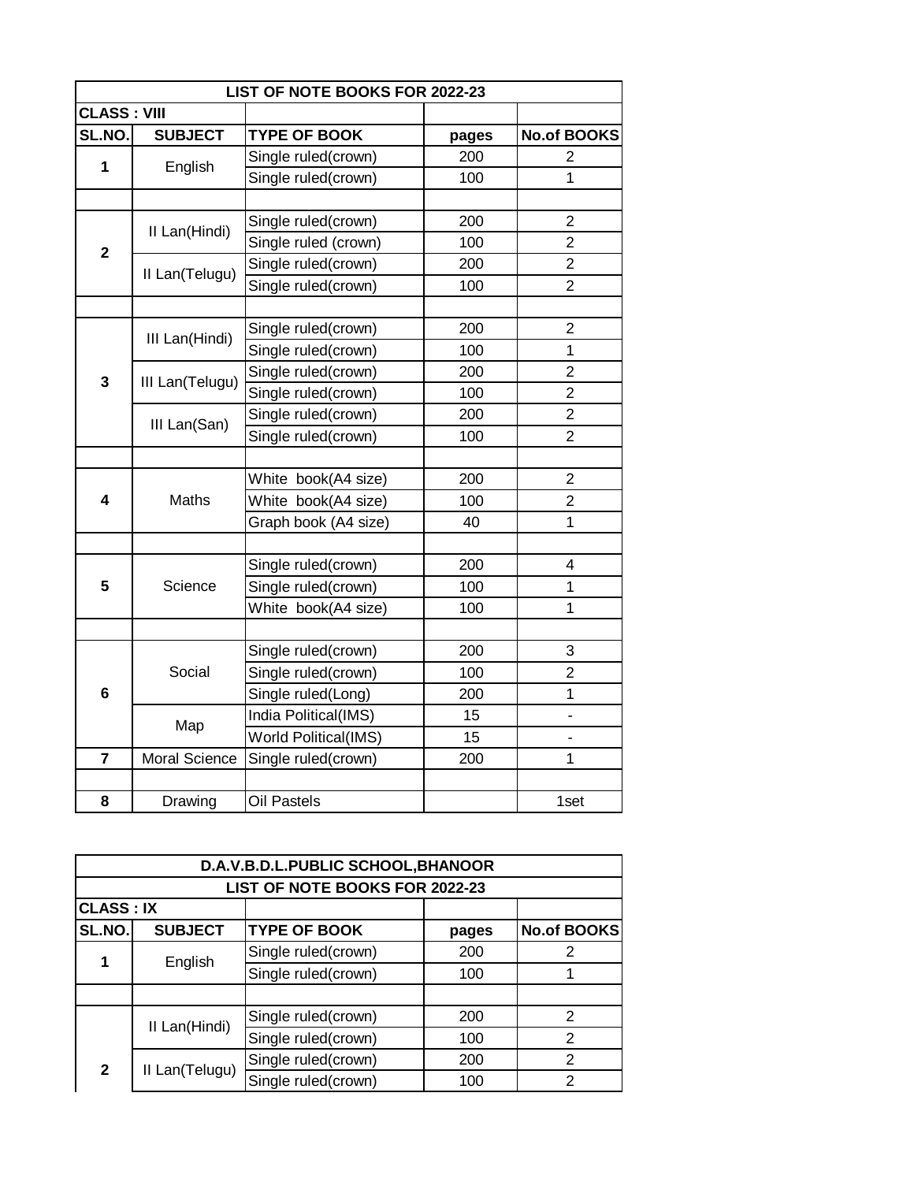| LIST OF NOTE BOOKS FOR 2022-23 | | | | |
|---|---|---|---|---|
| **CLASS : VIII** | | | | |
| **SL.NO.** | **SUBJECT** | **TYPE OF BOOK** | **pages** | **No.of BOOKS** |
| 1 | English | Single ruled(crown) | 200 | 2 |
| | | Single ruled(crown) | 100 | 1 |
| | | | | |
| 2 | II Lan(Hindi) | Single ruled(crown) | 200 | 2 |
| | | Single ruled (crown) | 100 | 2 |
| | II Lan(Telugu) | Single ruled(crown) | 200 | 2 |
| | | Single ruled(crown) | 100 | 2 |
| | | | | |
| 3 | III Lan(Hindi) | Single ruled(crown) | 200 | 2 |
| | | Single ruled(crown) | 100 | 1 |
| | III Lan(Telugu) | Single ruled(crown) | 200 | 2 |
| | | Single ruled(crown) | 100 | 2 |
| | III Lan(San) | Single ruled(crown) | 200 | 2 |
| | | Single ruled(crown) | 100 | 2 |
| | | | | |
| 4 | Maths | White book(A4 size) | 200 | 2 |
| | | White book(A4 size) | 100 | 2 |
| | | Graph book (A4 size) | 40 | 1 |
| | | | | |
| 5 | Science | Single ruled(crown) | 200 | 4 |
| | | Single ruled(crown) | 100 | 1 |
| | | White book(A4 size) | 100 | 1 |
| | | | | |
| 6 | Social | Single ruled(crown) | 200 | 3 |
| | | Single ruled(crown) | 100 | 2 |
| | | Single ruled(Long) | 200 | 1 |
| | Map | India Political(IMS) | 15 | - |
| | | World Political(IMS) | 15 | - |
| 7 | Moral Science | Single ruled(crown) | 200 | 1 |
| | | | | |
| 8 | Drawing | Oil Pastels | | 1set |

| D.A.V.B.D.L.PUBLIC SCHOOL,BHANOOR | | | | |
|---|---|---|---|---|
| LIST OF NOTE BOOKS FOR 2022-23 | | | | |
| **CLASS : IX** | | | | |
| **SL.NO.** | **SUBJECT** | **TYPE OF BOOK** | **pages** | **No.of BOOKS** |
| 1 | English | Single ruled(crown) | 200 | 2 |
| | | Single ruled(crown) | 100 | 1 |
| | | | | |
| 2 | II Lan(Hindi) | Single ruled(crown) | 200 | 2 |
| | | Single ruled(crown) | 100 | 2 |
| | II Lan(Telugu) | Single ruled(crown) | 200 | 2 |
| | | Single ruled(crown) | 100 | 2 |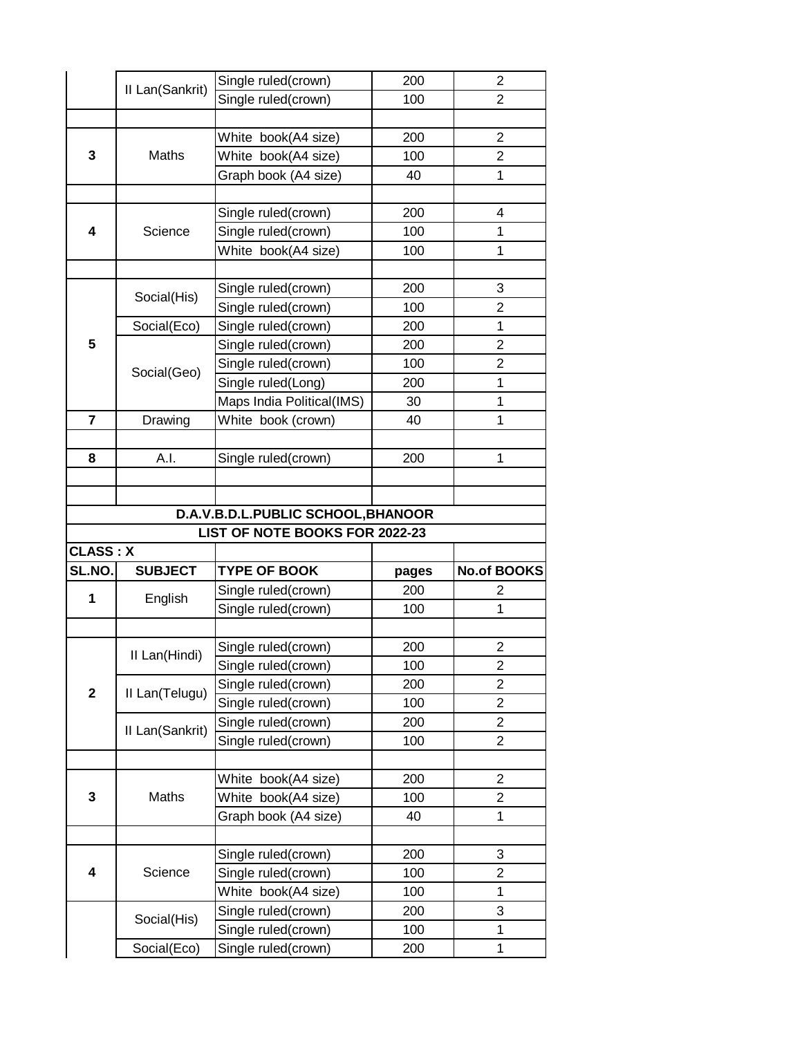| | | | | |
|---|---|---|---|---|
| | II Lan(Sankrit) | Single ruled(crown) | 200 | 2 |
| | | Single ruled(crown) | 100 | 2 |
| | | | | |
| 3 | Maths | White book(A4 size) | 200 | 2 |
| | | White book(A4 size) | 100 | 2 |
| | | Graph book (A4 size) | 40 | 1 |
| | | | | |
| 4 | Science | Single ruled(crown) | 200 | 4 |
| | | Single ruled(crown) | 100 | 1 |
| | | White book(A4 size) | 100 | 1 |
| | | | | |
| 5 | Social(His) | Single ruled(crown) | 200 | 3 |
| | | Single ruled(crown) | 100 | 2 |
| | Social(Eco) | Single ruled(crown) | 200 | 1 |
| | Social(Geo) | Single ruled(crown) | 200 | 2 |
| | | Single ruled(crown) | 100 | 2 |
| | | Single ruled(Long) | 200 | 1 |
| | | Maps India Political(IMS) | 30 | 1 |
| 7 | Drawing | White book (crown) | 40 | 1 |
| | | | | |
| 8 | A.I. | Single ruled(crown) | 200 | 1 |

## D.A.V.B.D.L.PUBLIC SCHOOL,BHANOOR

## LIST OF NOTE BOOKS FOR 2022-23

**CLASS : X**

| SL.NO. | SUBJECT | TYPE OF BOOK | pages | No.of BOOKS |
|---|---|---|---|---|
| 1 | English | Single ruled(crown) | 200 | 2 |
| | | Single ruled(crown) | 100 | 1 |
| | | | | |
| 2 | II Lan(Hindi) | Single ruled(crown) | 200 | 2 |
| | | Single ruled(crown) | 100 | 2 |
| | II Lan(Telugu) | Single ruled(crown) | 200 | 2 |
| | | Single ruled(crown) | 100 | 2 |
| | II Lan(Sankrit) | Single ruled(crown) | 200 | 2 |
| | | Single ruled(crown) | 100 | 2 |
| | | | | |
| 3 | Maths | White book(A4 size) | 200 | 2 |
| | | White book(A4 size) | 100 | 2 |
| | | Graph book (A4 size) | 40 | 1 |
| | | | | |
| 4 | Science | Single ruled(crown) | 200 | 3 |
| | | Single ruled(crown) | 100 | 2 |
| | | White book(A4 size) | 100 | 1 |
| | Social(His) | Single ruled(crown) | 200 | 3 |
| | | Single ruled(crown) | 100 | 1 |
| | Social(Eco) | Single ruled(crown) | 200 | 1 |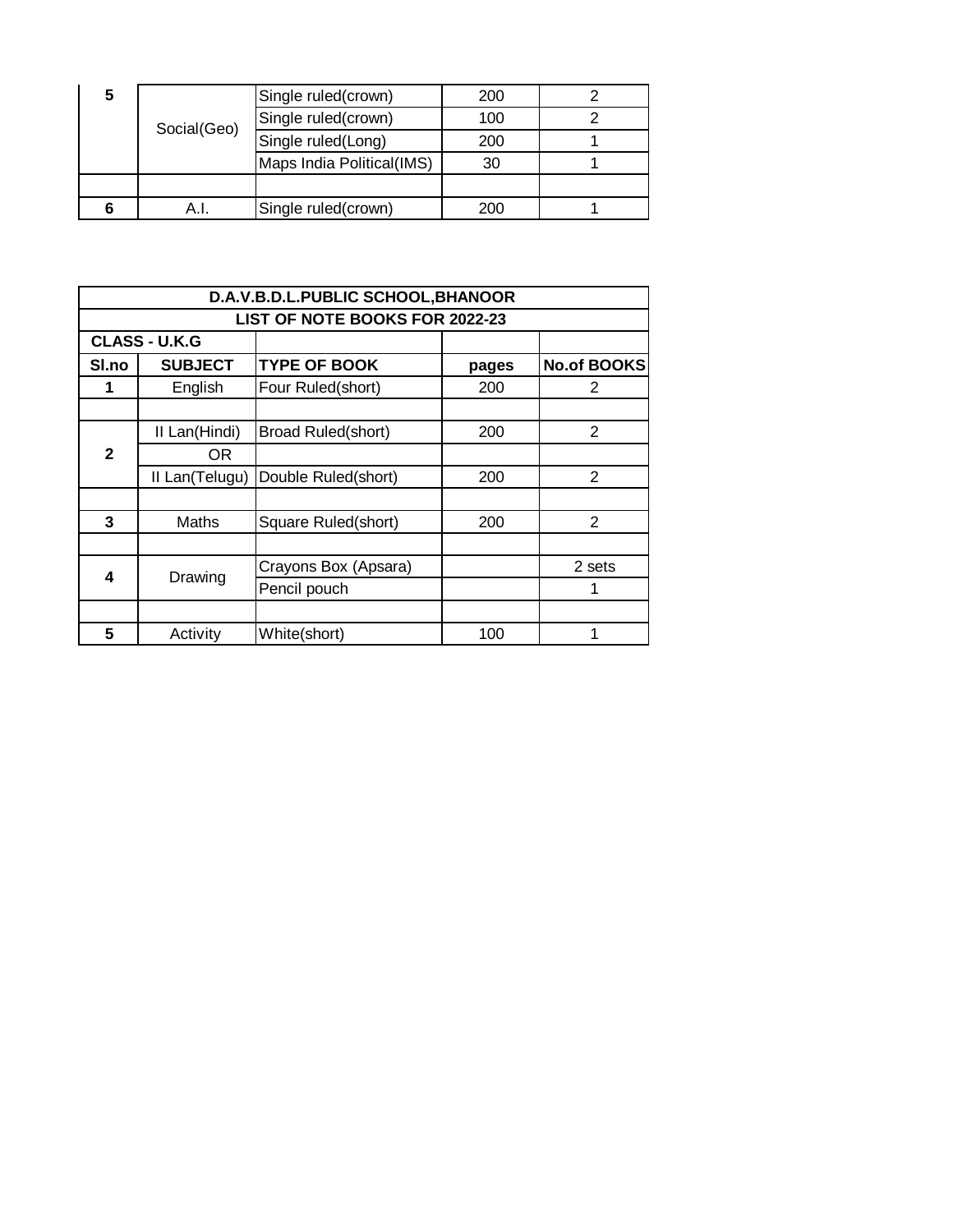| | | | | |
|---|---|---|---|---|
| 5 | Social(Geo) | Single ruled(crown) | 200 | 2 |
| | | Single ruled(crown) | 100 | 2 |
| | | Single ruled(Long) | 200 | 1 |
| | | Maps India Political(IMS) | 30 | 1 |
| | | | | |
| 6 | A.I. | Single ruled(crown) | 200 | 1 |

| D.A.V.B.D.L.PUBLIC SCHOOL,BHANOOR | | | | |
|---|---|---|---|---|
| LIST OF NOTE BOOKS FOR 2022-23 | | | | |
| **CLASS - U.K.G** | | | | |
| **Sl.no** | **SUBJECT** | **TYPE OF BOOK** | **pages** | **No.of BOOKS** |
| 1 | English | Four Ruled(short) | 200 | 2 |
| | | | | |
| 2 | II Lan(Hindi) | Broad Ruled(short) | 200 | 2 |
| | OR | | | |
| | II Lan(Telugu) | Double Ruled(short) | 200 | 2 |
| | | | | |
| 3 | Maths | Square Ruled(short) | 200 | 2 |
| | | | | |
| 4 | Drawing | Crayons Box (Apsara) | | 2 sets |
| | | Pencil pouch | | 1 |
| | | | | |
| 5 | Activity | White(short) | 100 | 1 |